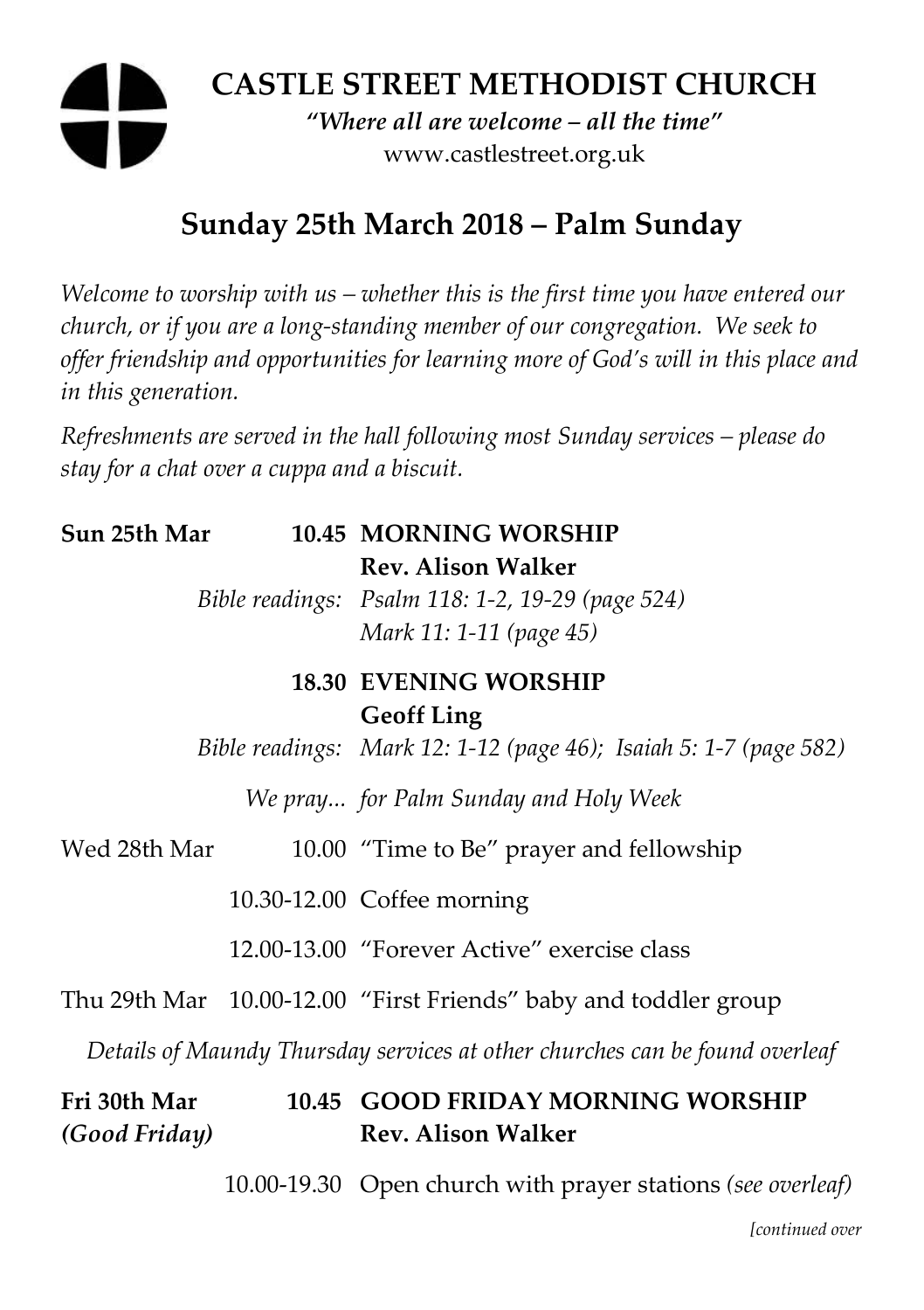# CASTLE STREET METHODIST CHURCH

*"Where all are welcome – all the time"*

www.castlestreet.org.uk

## Sunday 25th March 2018 – Palm Sunday

*Welcome to worship with us – whether this is the first time you have entered our church, or if you are a long-standing member of our congregation. We seek to offer friendship and opportunities for learning more of God's will in this place and in this generation.*

*Refreshments are served in the hall following most Sunday services – please do stay for a chat over a cuppa and a biscuit.*

**Sun 25th Mar** **10.45** **MORNING WORSHIP**
**Rev. Alison Walker**
*Bible readings: Psalm 118: 1-2, 19-29 (page 524)*
*Mark 11: 1-11 (page 45)*

**18.30** **EVENING WORSHIP**
**Geoff Ling**
*Bible readings: Mark 12: 1-12 (page 46); Isaiah 5: 1-7 (page 582)*

*We pray... for Palm Sunday and Holy Week*

Wed 28th Mar 10.00 "Time to Be" prayer and fellowship

10.30-12.00 Coffee morning

12.00-13.00 "Forever Active" exercise class

Thu 29th Mar 10.00-12.00 "First Friends" baby and toddler group

*Details of Maundy Thursday services at other churches can be found overleaf*

**Fri 30th Mar** **10.45** **GOOD FRIDAY MORNING WORSHIP**
***(Good Friday)*** **Rev. Alison Walker**

10.00-19.30 Open church with prayer stations *(see overleaf)*

*[continued over*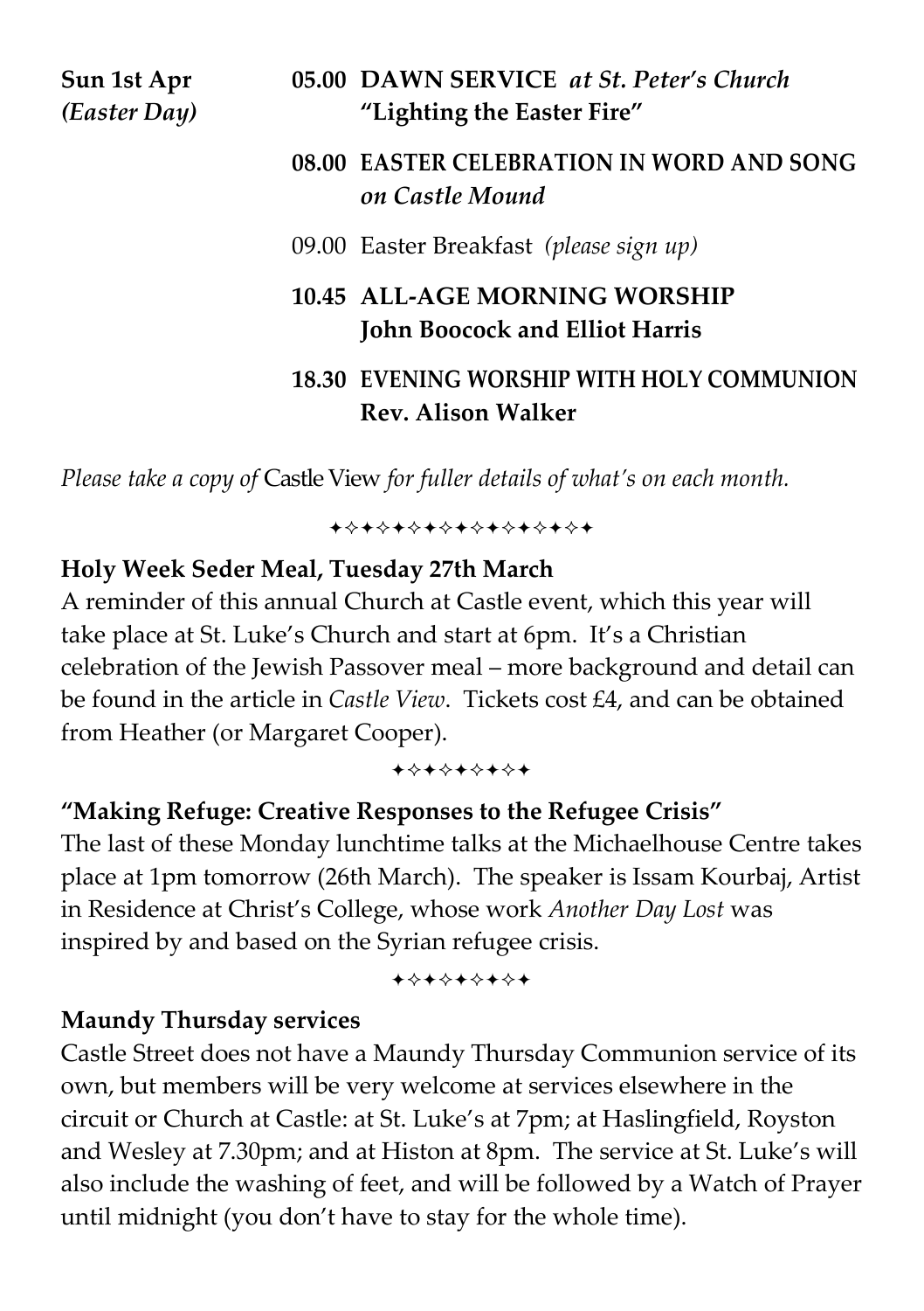**Sun 1st Apr**
***(Easter Day)***

**05.00 DAWN SERVICE** ***at St. Peter's Church***
**"Lighting the Easter Fire"**

**08.00 EASTER CELEBRATION IN WORD AND SONG** ***on Castle Mound***

09.00 Easter Breakfast *(please sign up)*

**10.45 ALL-AGE MORNING WORSHIP**
**John Boocock and Elliot Harris**

**18.30 EVENING WORSHIP WITH HOLY COMMUNION**
**Rev. Alison Walker**

*Please take a copy of* Castle View *for fuller details of what's on each month.*

✦✧✦✧✦✧✦✧✦✧✦✧✦✧✦✧

**Holy Week Seder Meal, Tuesday 27th March**

A reminder of this annual Church at Castle event, which this year will take place at St. Luke's Church and start at 6pm. It's a Christian celebration of the Jewish Passover meal – more background and detail can be found in the article in *Castle View*. Tickets cost £4, and can be obtained from Heather (or Margaret Cooper).

✦✧✦✧✦✧✦✧

**"Making Refuge: Creative Responses to the Refugee Crisis"**

The last of these Monday lunchtime talks at the Michaelhouse Centre takes place at 1pm tomorrow (26th March). The speaker is Issam Kourbaj, Artist in Residence at Christ's College, whose work *Another Day Lost* was inspired by and based on the Syrian refugee crisis.

✦✧✦✧✦✧✦✧

**Maundy Thursday services**

Castle Street does not have a Maundy Thursday Communion service of its own, but members will be very welcome at services elsewhere in the circuit or Church at Castle: at St. Luke's at 7pm; at Haslingfield, Royston and Wesley at 7.30pm; and at Histon at 8pm. The service at St. Luke's will also include the washing of feet, and will be followed by a Watch of Prayer until midnight (you don't have to stay for the whole time).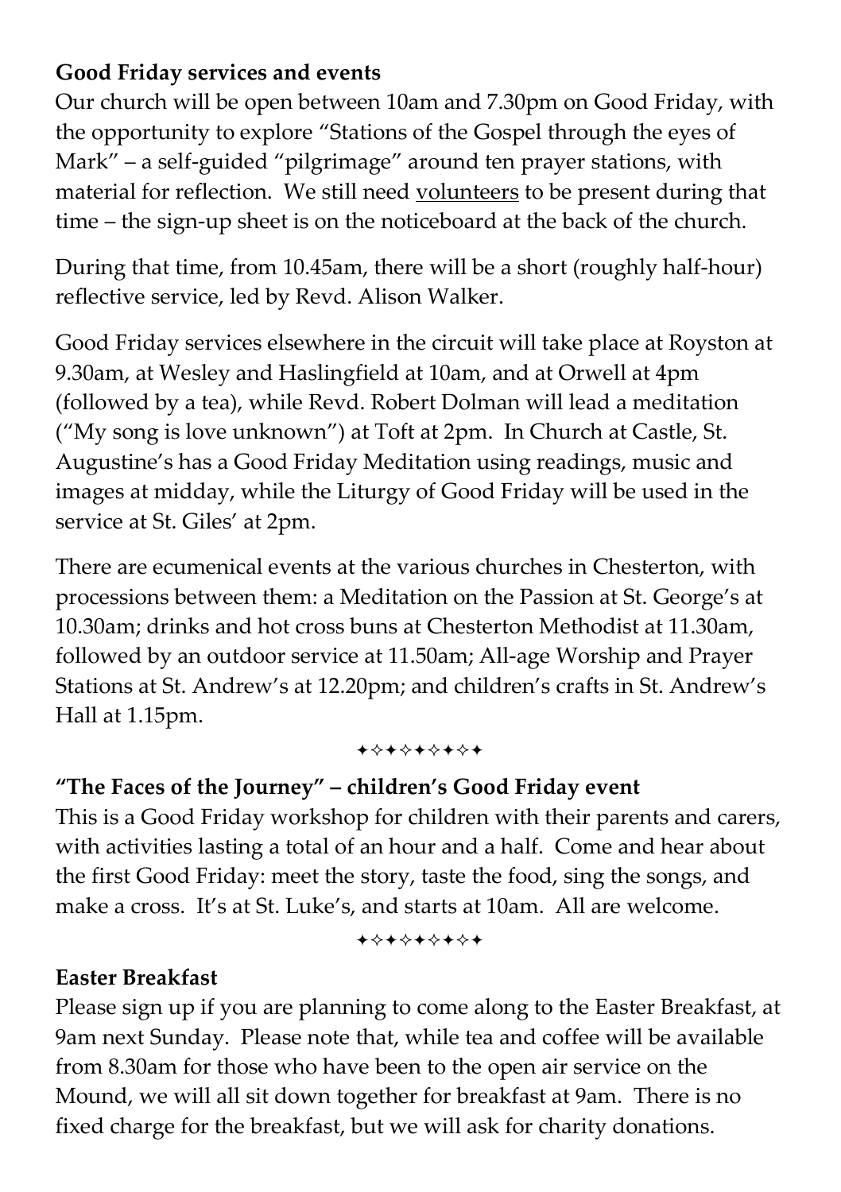**Good Friday services and events**

Our church will be open between 10am and 7.30pm on Good Friday, with the opportunity to explore "Stations of the Gospel through the eyes of Mark" – a self-guided "pilgrimage" around ten prayer stations, with material for reflection. We still need volunteers to be present during that time – the sign-up sheet is on the noticeboard at the back of the church.

During that time, from 10.45am, there will be a short (roughly half-hour) reflective service, led by Revd. Alison Walker.

Good Friday services elsewhere in the circuit will take place at Royston at 9.30am, at Wesley and Haslingfield at 10am, and at Orwell at 4pm (followed by a tea), while Revd. Robert Dolman will lead a meditation ("My song is love unknown") at Toft at 2pm. In Church at Castle, St. Augustine's has a Good Friday Meditation using readings, music and images at midday, while the Liturgy of Good Friday will be used in the service at St. Giles' at 2pm.

There are ecumenical events at the various churches in Chesterton, with processions between them: a Meditation on the Passion at St. George's at 10.30am; drinks and hot cross buns at Chesterton Methodist at 11.30am, followed by an outdoor service at 11.50am; All-age Worship and Prayer Stations at St. Andrew's at 12.20pm; and children's crafts in St. Andrew's Hall at 1.15pm.

✦✧✦✧✦✦✧✦

**"The Faces of the Journey" – children's Good Friday event**

This is a Good Friday workshop for children with their parents and carers, with activities lasting a total of an hour and a half. Come and hear about the first Good Friday: meet the story, taste the food, sing the songs, and make a cross. It's at St. Luke's, and starts at 10am. All are welcome.

✦✧✦✧✦✦✧✦

**Easter Breakfast**

Please sign up if you are planning to come along to the Easter Breakfast, at 9am next Sunday. Please note that, while tea and coffee will be available from 8.30am for those who have been to the open air service on the Mound, we will all sit down together for breakfast at 9am. There is no fixed charge for the breakfast, but we will ask for charity donations.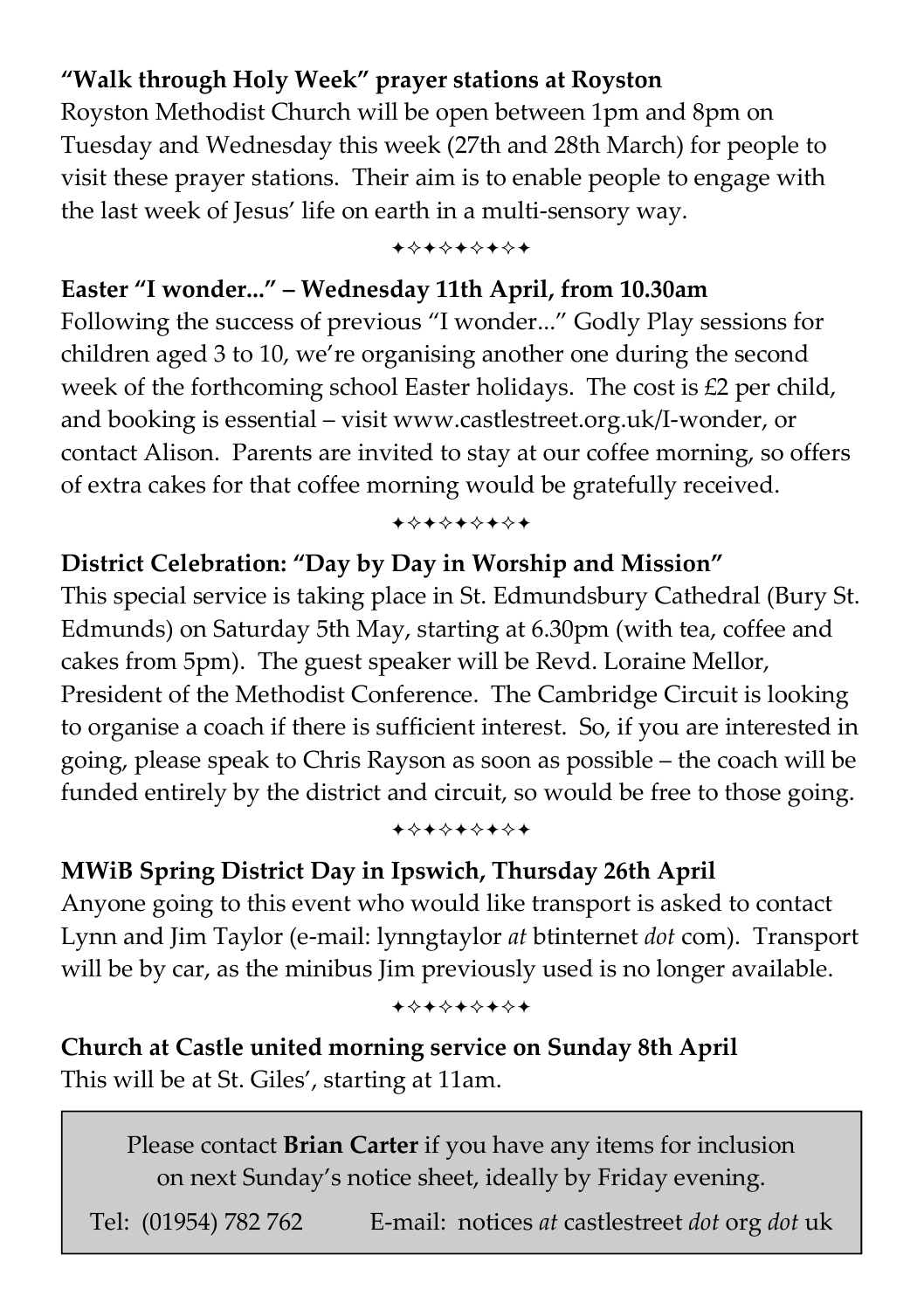**“Walk through Holy Week” prayer stations at Royston**

Royston Methodist Church will be open between 1pm and 8pm on Tuesday and Wednesday this week (27th and 28th March) for people to visit these prayer stations. Their aim is to enable people to engage with the last week of Jesus’ life on earth in a multi-sensory way.

✦✧✦✧✦✧✦✧✦

**Easter “I wonder...” – Wednesday 11th April, from 10.30am**

Following the success of previous “I wonder...” Godly Play sessions for children aged 3 to 10, we’re organising another one during the second week of the forthcoming school Easter holidays. The cost is £2 per child, and booking is essential – visit www.castlestreet.org.uk/I-wonder, or contact Alison. Parents are invited to stay at our coffee morning, so offers of extra cakes for that coffee morning would be gratefully received.

✦✧✦✧✦✧✦✧✦

**District Celebration: “Day by Day in Worship and Mission”**

This special service is taking place in St. Edmundsbury Cathedral (Bury St. Edmunds) on Saturday 5th May, starting at 6.30pm (with tea, coffee and cakes from 5pm). The guest speaker will be Revd. Loraine Mellor, President of the Methodist Conference. The Cambridge Circuit is looking to organise a coach if there is sufficient interest. So, if you are interested in going, please speak to Chris Rayson as soon as possible – the coach will be funded entirely by the district and circuit, so would be free to those going.

✦✧✦✧✦✧✦✧✦

**MWiB Spring District Day in Ipswich, Thursday 26th April**

Anyone going to this event who would like transport is asked to contact Lynn and Jim Taylor (e-mail: lynngtaylor *at* btinternet *dot* com). Transport will be by car, as the minibus Jim previously used is no longer available.

✦✧✦✧✦✧✦✧✦

**Church at Castle united morning service on Sunday 8th April**

This will be at St. Giles’, starting at 11am.

Please contact **Brian Carter** if you have any items for inclusion on next Sunday’s notice sheet, ideally by Friday evening.

Tel: (01954) 782 762 E-mail: notices *at* castlestreet *dot* org *dot* uk